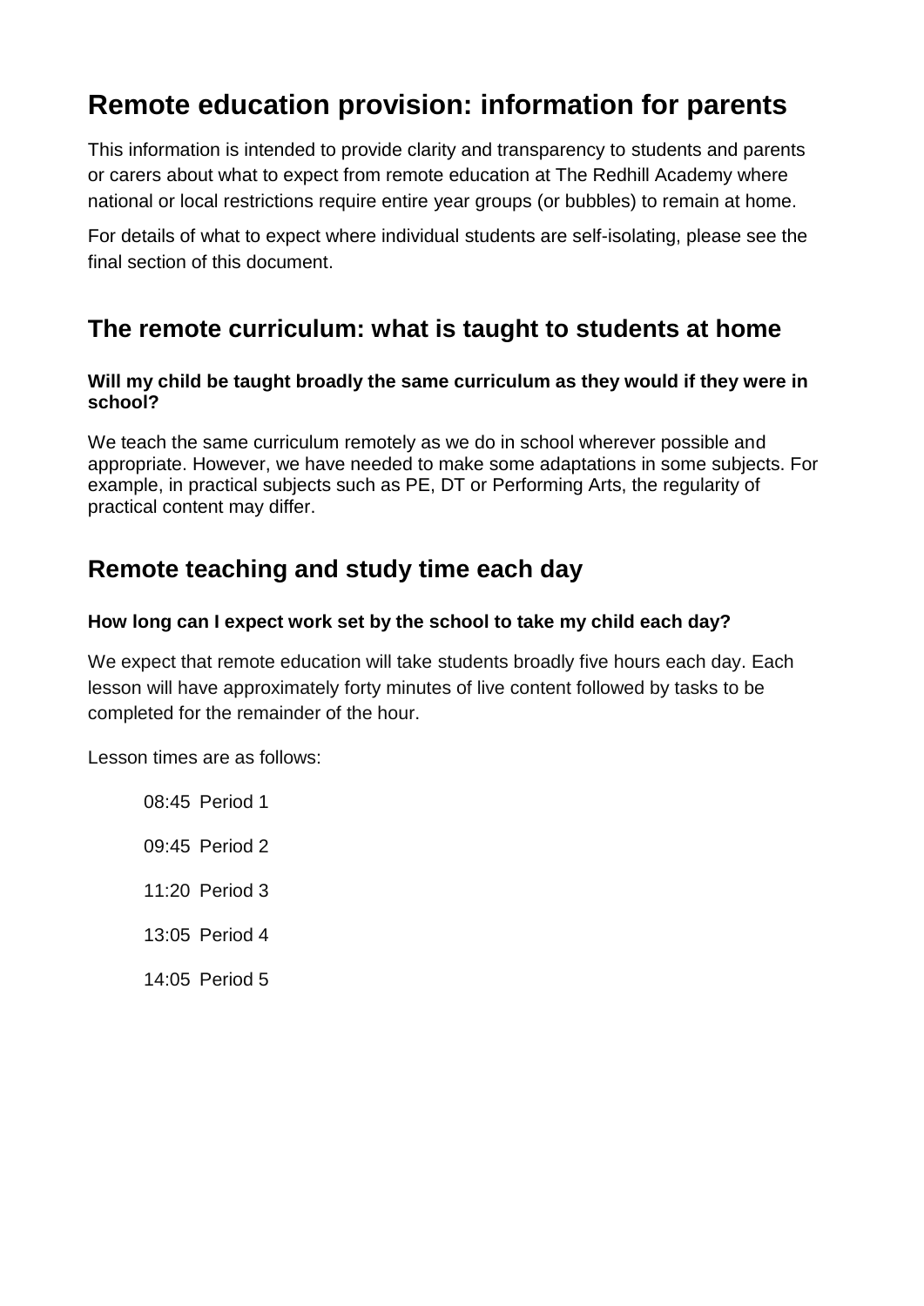# Remote education provision: information for parents

This information is intended to provide clarity and transparency to students and parents or carers about what to expect from remote education at The Redhill Academy where national or local restrictions require entire year groups (or bubbles) to remain at home.

For details of what to expect where individual students are self-isolating, please see the final section of this document.

## The remote curriculum: what is taught to students at home

**Will my child be taught broadly the same curriculum as they would if they were in school?**

We teach the same curriculum remotely as we do in school wherever possible and appropriate. However, we have needed to make some adaptations in some subjects. For example, in practical subjects such as PE, DT or Performing Arts, the regularity of practical content may differ.

## Remote teaching and study time each day

**How long can I expect work set by the school to take my child each day?**

We expect that remote education will take students broadly five hours each day. Each lesson will have approximately forty minutes of live content followed by tasks to be completed for the remainder of the hour.

Lesson times are as follows:

08:45 Period 1

09:45 Period 2

11:20 Period 3

13:05 Period 4

14:05 Period 5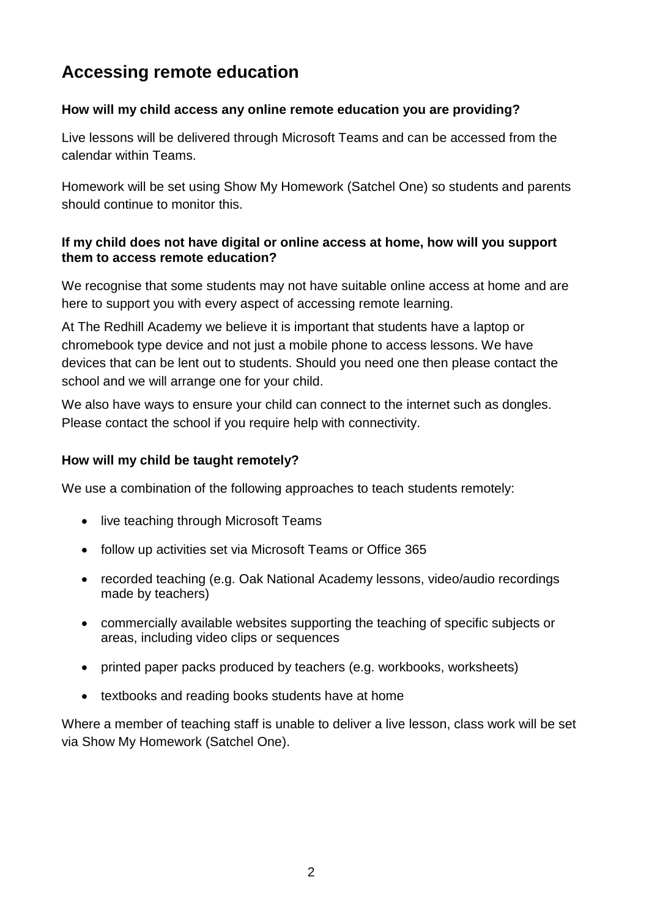## Accessing remote education

### How will my child access any online remote education you are providing?

Live lessons will be delivered through Microsoft Teams and can be accessed from the calendar within Teams.

Homework will be set using Show My Homework (Satchel One) so students and parents should continue to monitor this.

### If my child does not have digital or online access at home, how will you support them to access remote education?

We recognise that some students may not have suitable online access at home and are here to support you with every aspect of accessing remote learning.

At The Redhill Academy we believe it is important that students have a laptop or chromebook type device and not just a mobile phone to access lessons. We have devices that can be lent out to students. Should you need one then please contact the school and we will arrange one for your child.

We also have ways to ensure your child can connect to the internet such as dongles. Please contact the school if you require help with connectivity.

### How will my child be taught remotely?

We use a combination of the following approaches to teach students remotely:

- live teaching through Microsoft Teams
- follow up activities set via Microsoft Teams or Office 365
- recorded teaching (e.g. Oak National Academy lessons, video/audio recordings made by teachers)
- commercially available websites supporting the teaching of specific subjects or areas, including video clips or sequences
- printed paper packs produced by teachers (e.g. workbooks, worksheets)
- textbooks and reading books students have at home

Where a member of teaching staff is unable to deliver a live lesson, class work will be set via Show My Homework (Satchel One).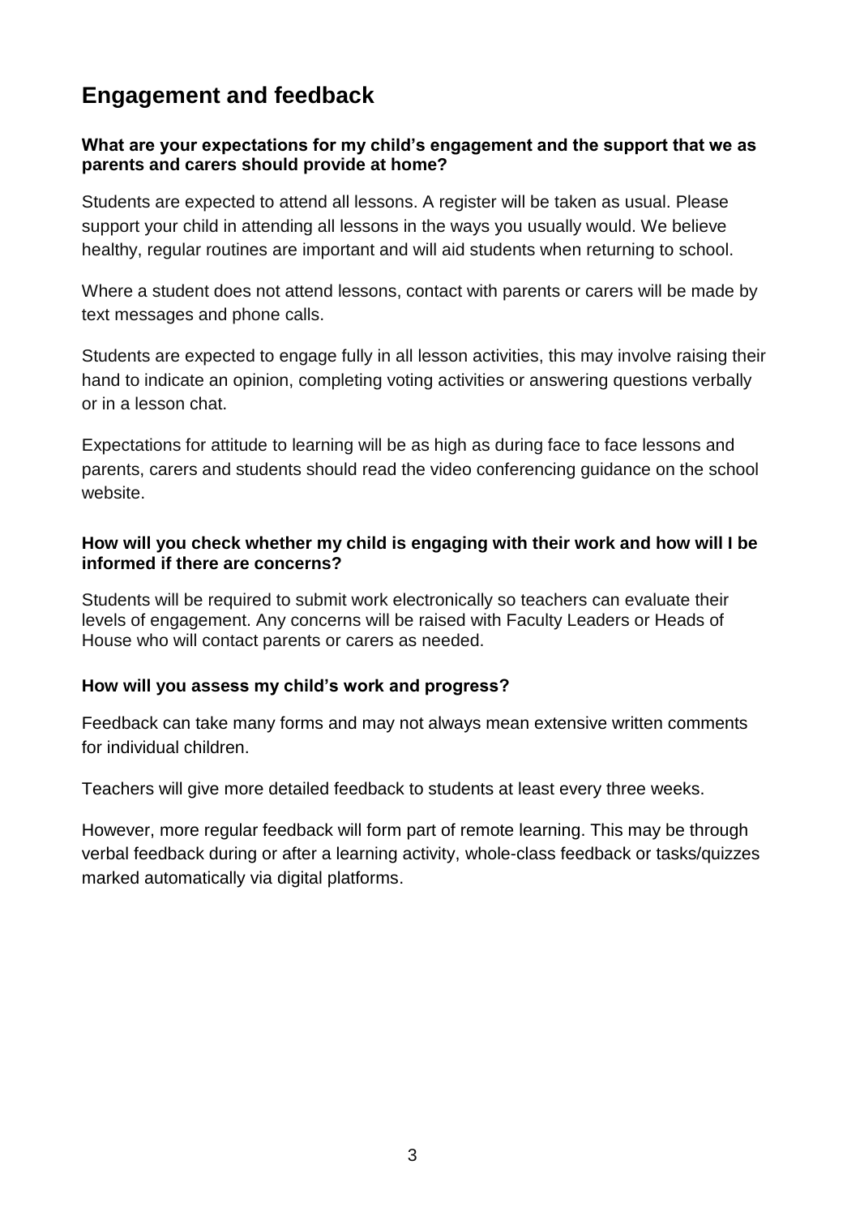## Engagement and feedback

**What are your expectations for my child's engagement and the support that we as parents and carers should provide at home?**

Students are expected to attend all lessons. A register will be taken as usual. Please support your child in attending all lessons in the ways you usually would. We believe healthy, regular routines are important and will aid students when returning to school.

Where a student does not attend lessons, contact with parents or carers will be made by text messages and phone calls.

Students are expected to engage fully in all lesson activities, this may involve raising their hand to indicate an opinion, completing voting activities or answering questions verbally or in a lesson chat.

Expectations for attitude to learning will be as high as during face to face lessons and parents, carers and students should read the video conferencing guidance on the school website.

**How will you check whether my child is engaging with their work and how will I be informed if there are concerns?**

Students will be required to submit work electronically so teachers can evaluate their levels of engagement. Any concerns will be raised with Faculty Leaders or Heads of House who will contact parents or carers as needed.

**How will you assess my child's work and progress?**

Feedback can take many forms and may not always mean extensive written comments for individual children.

Teachers will give more detailed feedback to students at least every three weeks.

However, more regular feedback will form part of remote learning. This may be through verbal feedback during or after a learning activity, whole-class feedback or tasks/quizzes marked automatically via digital platforms.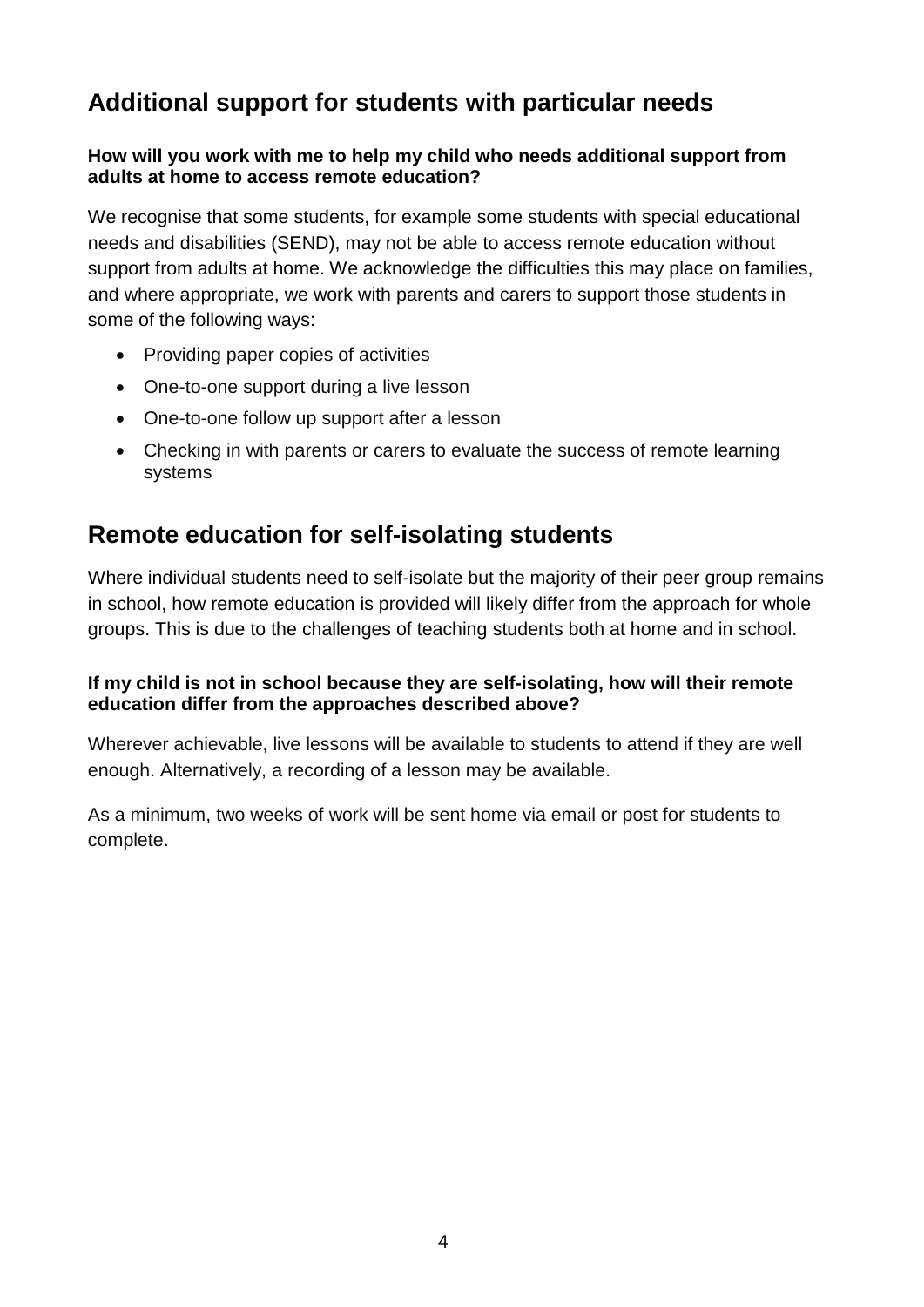## Additional support for students with particular needs

**How will you work with me to help my child who needs additional support from adults at home to access remote education?**

We recognise that some students, for example some students with special educational needs and disabilities (SEND), may not be able to access remote education without support from adults at home. We acknowledge the difficulties this may place on families, and where appropriate, we work with parents and carers to support those students in some of the following ways:

- Providing paper copies of activities
- One-to-one support during a live lesson
- One-to-one follow up support after a lesson
- Checking in with parents or carers to evaluate the success of remote learning systems

## Remote education for self-isolating students

Where individual students need to self-isolate but the majority of their peer group remains in school, how remote education is provided will likely differ from the approach for whole groups. This is due to the challenges of teaching students both at home and in school.

**If my child is not in school because they are self-isolating, how will their remote education differ from the approaches described above?**

Wherever achievable, live lessons will be available to students to attend if they are well enough. Alternatively, a recording of a lesson may be available.

As a minimum, two weeks of work will be sent home via email or post for students to complete.